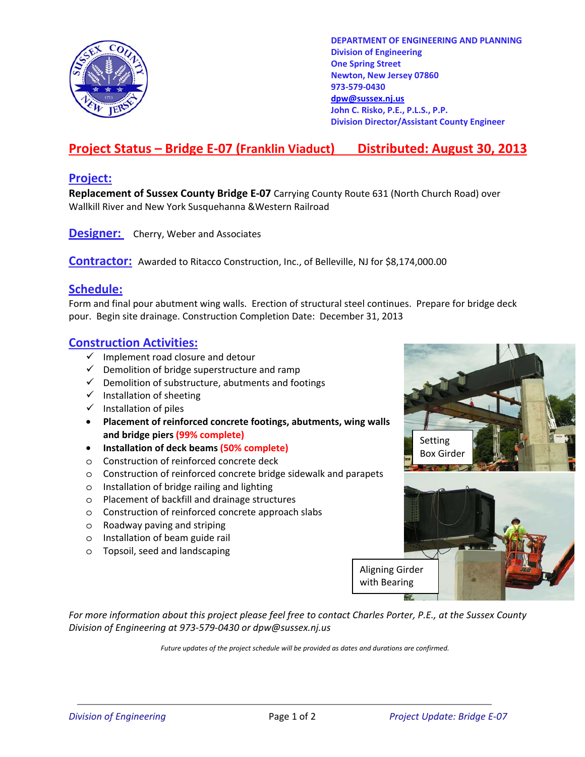DEPARTMENT OF ENGINEERING AND PLANNING
Division of Engineering
One Spring Street
Newton, New Jersey 07860
973-579-0430
dpw@sussex.nj.us
John C. Risko, P.E., P.L.S., P.P.
Division Director/Assistant County Engineer

# Project Status – Bridge E-07 (Franklin Viaduct) Distributed: August 30, 2013

## Project:

**Replacement of Sussex County Bridge E-07** Carrying County Route 631 (North Church Road) over Wallkill River and New York Susquehanna &Western Railroad

## Designer:

Cherry, Weber and Associates

## Contractor:

Awarded to Ritacco Construction, Inc., of Belleville, NJ for $8,174,000.00

## Schedule:

Form and final pour abutment wing walls. Erection of structural steel continues. Prepare for bridge deck pour. Begin site drainage. Construction Completion Date: December 31, 2013

## Construction Activities:

- ✓ Implement road closure and detour
- ✓ Demolition of bridge superstructure and ramp
- ✓ Demolition of substructure, abutments and footings
- ✓ Installation of sheeting
- ✓ Installation of piles
- **Placement of reinforced concrete footings, abutments, wing walls and bridge piers (99% complete)**
- **Installation of deck beams (50% complete)**
- ○ Construction of reinforced concrete deck
- ○ Construction of reinforced concrete bridge sidewalk and parapets
- ○ Installation of bridge railing and lighting
- ○ Placement of backfill and drainage structures
- ○ Construction of reinforced concrete approach slabs
- ○ Roadway paving and striping
- ○ Installation of beam guide rail
- ○ Topsoil, seed and landscaping

Setting Box Girder

Aligning Girder with Bearing

*For more information about this project please feel free to contact Charles Porter, P.E., at the Sussex County Division of Engineering at 973-579-0430 or dpw@sussex.nj.us*

*Future updates of the project schedule will be provided as dates and durations are confirmed.*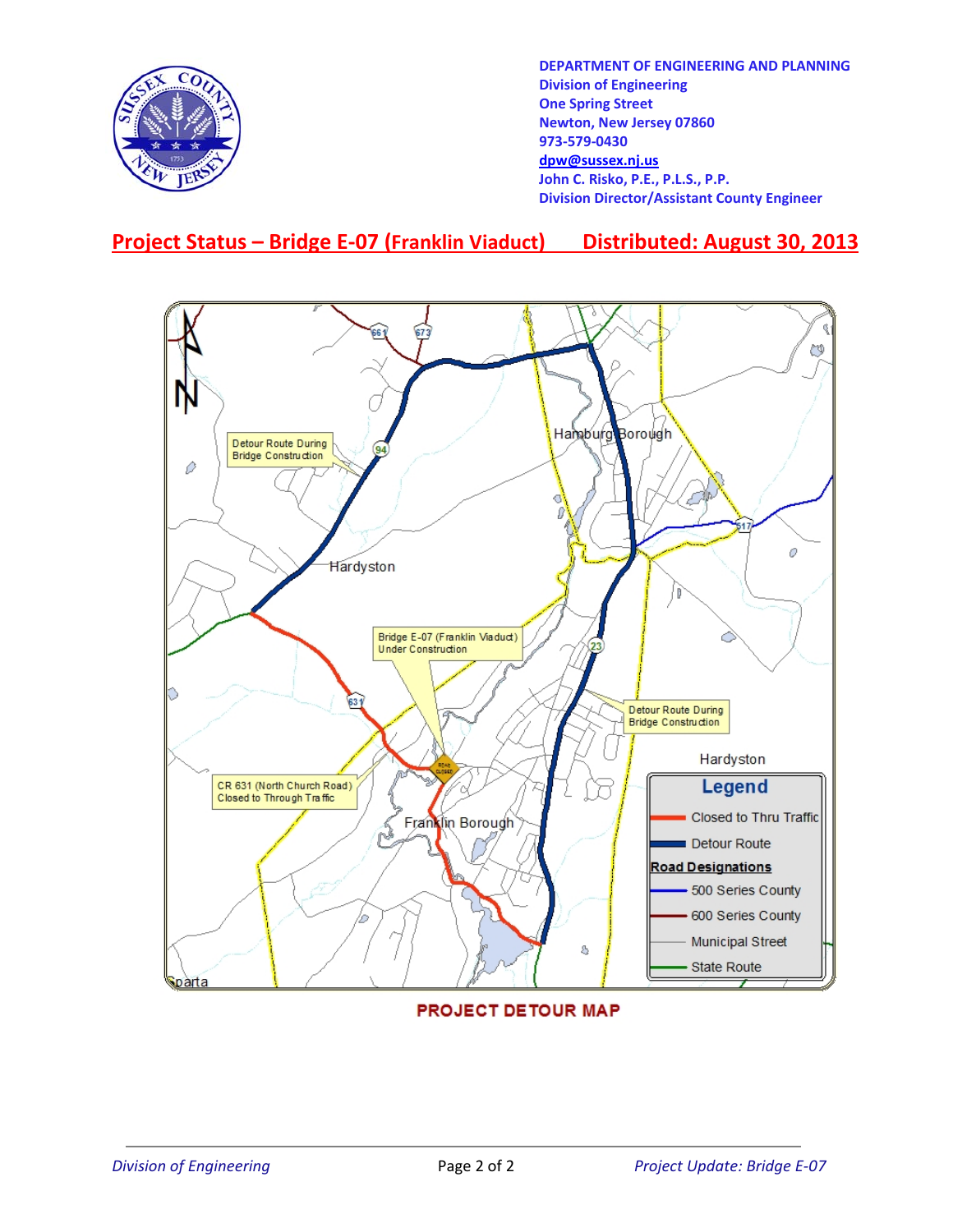DEPARTMENT OF ENGINEERING AND PLANNING
Division of Engineering
One Spring Street
Newton, New Jersey 07860
973-579-0430
dpw@sussex.nj.us
John C. Risko, P.E., P.L.S., P.P.
Division Director/Assistant County Engineer

## Project Status – Bridge E-07 (Franklin Viaduct) Distributed: August 30, 2013

Detour Route During Bridge Construction

Hamburg Borough

Hardyston

Bridge E-07 (Franklin Viaduct) Under Construction

Detour Route During Bridge Construction

Hardyston

CR 631 (North Church Road) Closed to Through Traffic

Franklin Borough

Sparta

Legend

Closed to Thru Traffic

Detour Route

Road Designations

500 Series County

600 Series County

Municipal Street

State Route

661

673

94

517

23

631

PROJECT DETOUR MAP